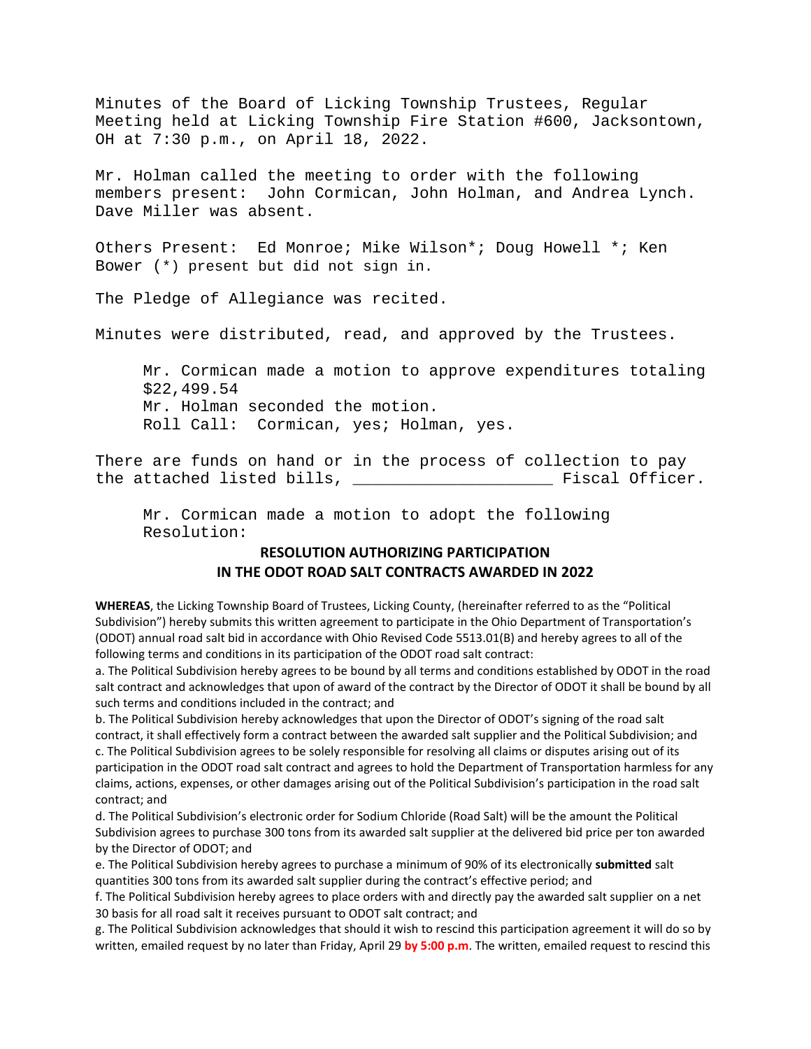Minutes of the Board of Licking Township Trustees, Regular Meeting held at Licking Township Fire Station #600, Jacksontown, OH at 7:30 p.m., on April 18, 2022.

Mr. Holman called the meeting to order with the following members present: John Cormican, John Holman, and Andrea Lynch. Dave Miller was absent.

Others Present: Ed Monroe; Mike Wilson*; Doug Howell *; Ken Bower (*) present but did not sign in.

The Pledge of Allegiance was recited.

Minutes were distributed, read, and approved by the Trustees.

> Mr. Cormican made a motion to approve expenditures totaling $22,499.54
> Mr. Holman seconded the motion.
> Roll Call: Cormican, yes; Holman, yes.

There are funds on hand or in the process of collection to pay the attached listed bills, ____________________ Fiscal Officer.

> Mr. Cormican made a motion to adopt the following Resolution:

## RESOLUTION AUTHORIZING PARTICIPATION IN THE ODOT ROAD SALT CONTRACTS AWARDED IN 2022

**WHEREAS**, the Licking Township Board of Trustees, Licking County, (hereinafter referred to as the "Political Subdivision") hereby submits this written agreement to participate in the Ohio Department of Transportation's (ODOT) annual road salt bid in accordance with Ohio Revised Code 5513.01(B) and hereby agrees to all of the following terms and conditions in its participation of the ODOT road salt contract:

a. The Political Subdivision hereby agrees to be bound by all terms and conditions established by ODOT in the road salt contract and acknowledges that upon of award of the contract by the Director of ODOT it shall be bound by all such terms and conditions included in the contract; and

b. The Political Subdivision hereby acknowledges that upon the Director of ODOT's signing of the road salt contract, it shall effectively form a contract between the awarded salt supplier and the Political Subdivision; and

c. The Political Subdivision agrees to be solely responsible for resolving all claims or disputes arising out of its participation in the ODOT road salt contract and agrees to hold the Department of Transportation harmless for any claims, actions, expenses, or other damages arising out of the Political Subdivision's participation in the road salt contract; and

d. The Political Subdivision's electronic order for Sodium Chloride (Road Salt) will be the amount the Political Subdivision agrees to purchase 300 tons from its awarded salt supplier at the delivered bid price per ton awarded by the Director of ODOT; and

e. The Political Subdivision hereby agrees to purchase a minimum of 90% of its electronically **submitted** salt quantities 300 tons from its awarded salt supplier during the contract's effective period; and

f. The Political Subdivision hereby agrees to place orders with and directly pay the awarded salt supplier on a net 30 basis for all road salt it receives pursuant to ODOT salt contract; and

g. The Political Subdivision acknowledges that should it wish to rescind this participation agreement it will do so by written, emailed request by no later than Friday, April 29 **by 5:00 p.m**. The written, emailed request to rescind this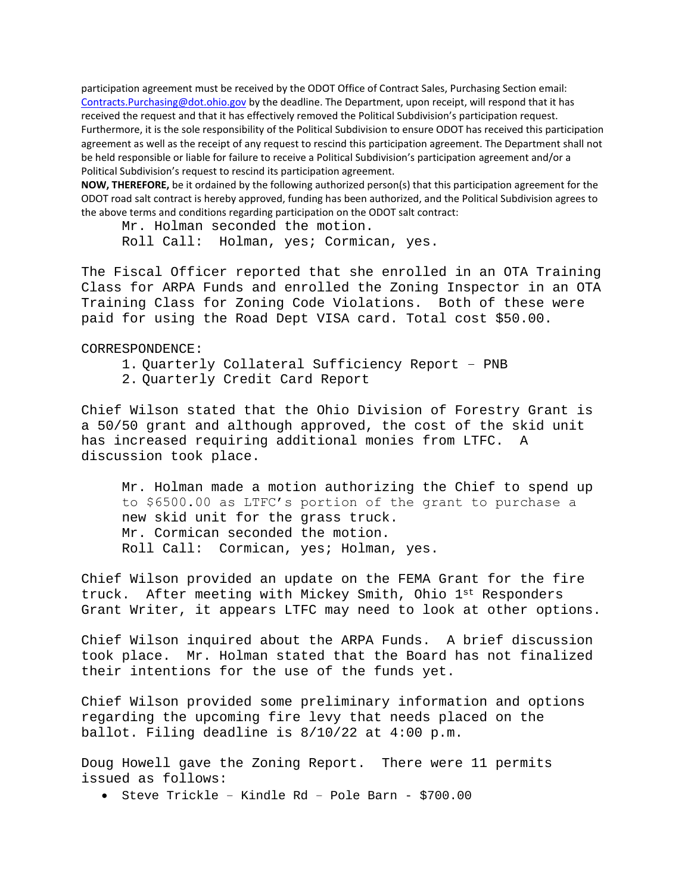participation agreement must be received by the ODOT Office of Contract Sales, Purchasing Section email: Contracts.Purchasing@dot.ohio.gov by the deadline. The Department, upon receipt, will respond that it has received the request and that it has effectively removed the Political Subdivision's participation request. Furthermore, it is the sole responsibility of the Political Subdivision to ensure ODOT has received this participation agreement as well as the receipt of any request to rescind this participation agreement. The Department shall not be held responsible or liable for failure to receive a Political Subdivision's participation agreement and/or a Political Subdivision's request to rescind its participation agreement.

**NOW, THEREFORE,** be it ordained by the following authorized person(s) that this participation agreement for the ODOT road salt contract is hereby approved, funding has been authorized, and the Political Subdivision agrees to the above terms and conditions regarding participation on the ODOT salt contract:

Mr. Holman seconded the motion.
Roll Call: Holman, yes; Cormican, yes.

The Fiscal Officer reported that she enrolled in an OTA Training Class for ARPA Funds and enrolled the Zoning Inspector in an OTA Training Class for Zoning Code Violations. Both of these were paid for using the Road Dept VISA card. Total cost $50.00.

CORRESPONDENCE:

1. Quarterly Collateral Sufficiency Report – PNB
2. Quarterly Credit Card Report

Chief Wilson stated that the Ohio Division of Forestry Grant is a 50/50 grant and although approved, the cost of the skid unit has increased requiring additional monies from LTFC. A discussion took place.

Mr. Holman made a motion authorizing the Chief to spend up to $6500.00 as LTFC's portion of the grant to purchase a new skid unit for the grass truck.
Mr. Cormican seconded the motion.
Roll Call: Cormican, yes; Holman, yes.

Chief Wilson provided an update on the FEMA Grant for the fire truck. After meeting with Mickey Smith, Ohio 1st Responders Grant Writer, it appears LTFC may need to look at other options.

Chief Wilson inquired about the ARPA Funds. A brief discussion took place. Mr. Holman stated that the Board has not finalized their intentions for the use of the funds yet.

Chief Wilson provided some preliminary information and options regarding the upcoming fire levy that needs placed on the ballot. Filing deadline is 8/10/22 at 4:00 p.m.

Doug Howell gave the Zoning Report. There were 11 permits issued as follows:

- Steve Trickle – Kindle Rd – Pole Barn - $700.00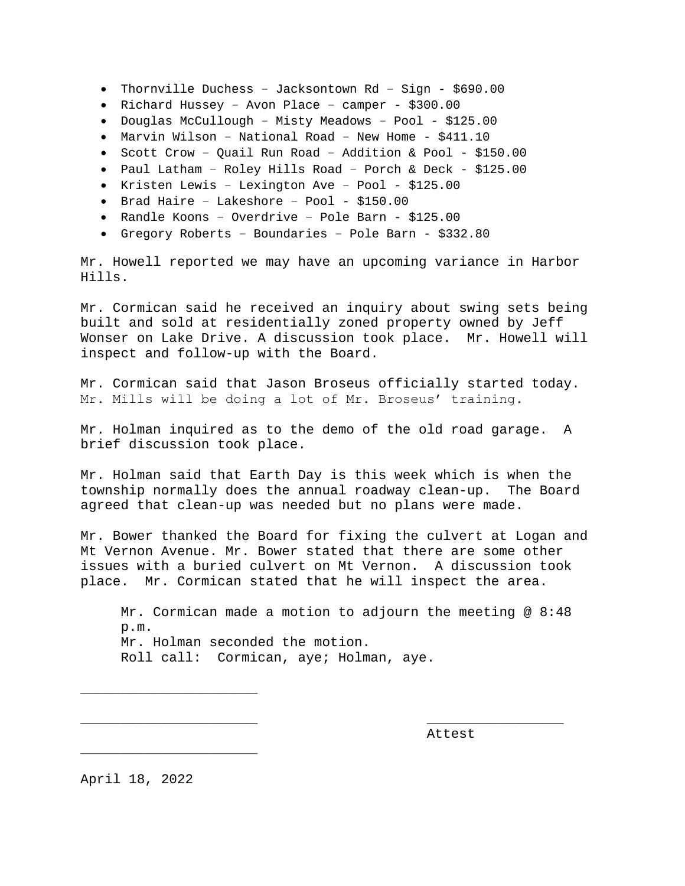- Thornville Duchess – Jacksontown Rd – Sign - $690.00
- Richard Hussey – Avon Place – camper - $300.00
- Douglas McCullough – Misty Meadows – Pool - $125.00
- Marvin Wilson – National Road – New Home - $411.10
- Scott Crow – Quail Run Road – Addition & Pool - $150.00
- Paul Latham – Roley Hills Road – Porch & Deck - $125.00
- Kristen Lewis – Lexington Ave – Pool - $125.00
- Brad Haire – Lakeshore – Pool - $150.00
- Randle Koons – Overdrive – Pole Barn - $125.00
- Gregory Roberts – Boundaries – Pole Barn - $332.80

Mr. Howell reported we may have an upcoming variance in Harbor Hills.

Mr. Cormican said he received an inquiry about swing sets being built and sold at residentially zoned property owned by Jeff Wonser on Lake Drive. A discussion took place. Mr. Howell will inspect and follow-up with the Board.

Mr. Cormican said that Jason Broseus officially started today. Mr. Mills will be doing a lot of Mr. Broseus' training.

Mr. Holman inquired as to the demo of the old road garage. A brief discussion took place.

Mr. Holman said that Earth Day is this week which is when the township normally does the annual roadway clean-up. The Board agreed that clean-up was needed but no plans were made.

Mr. Bower thanked the Board for fixing the culvert at Logan and Mt Vernon Avenue. Mr. Bower stated that there are some other issues with a buried culvert on Mt Vernon. A discussion took place. Mr. Cormican stated that he will inspect the area.

Mr. Cormican made a motion to adjourn the meeting @ 8:48 p.m.
Mr. Holman seconded the motion.
Roll call: Cormican, aye; Holman, aye.

______________________

______________________ ________________
Attest

______________________

April 18, 2022